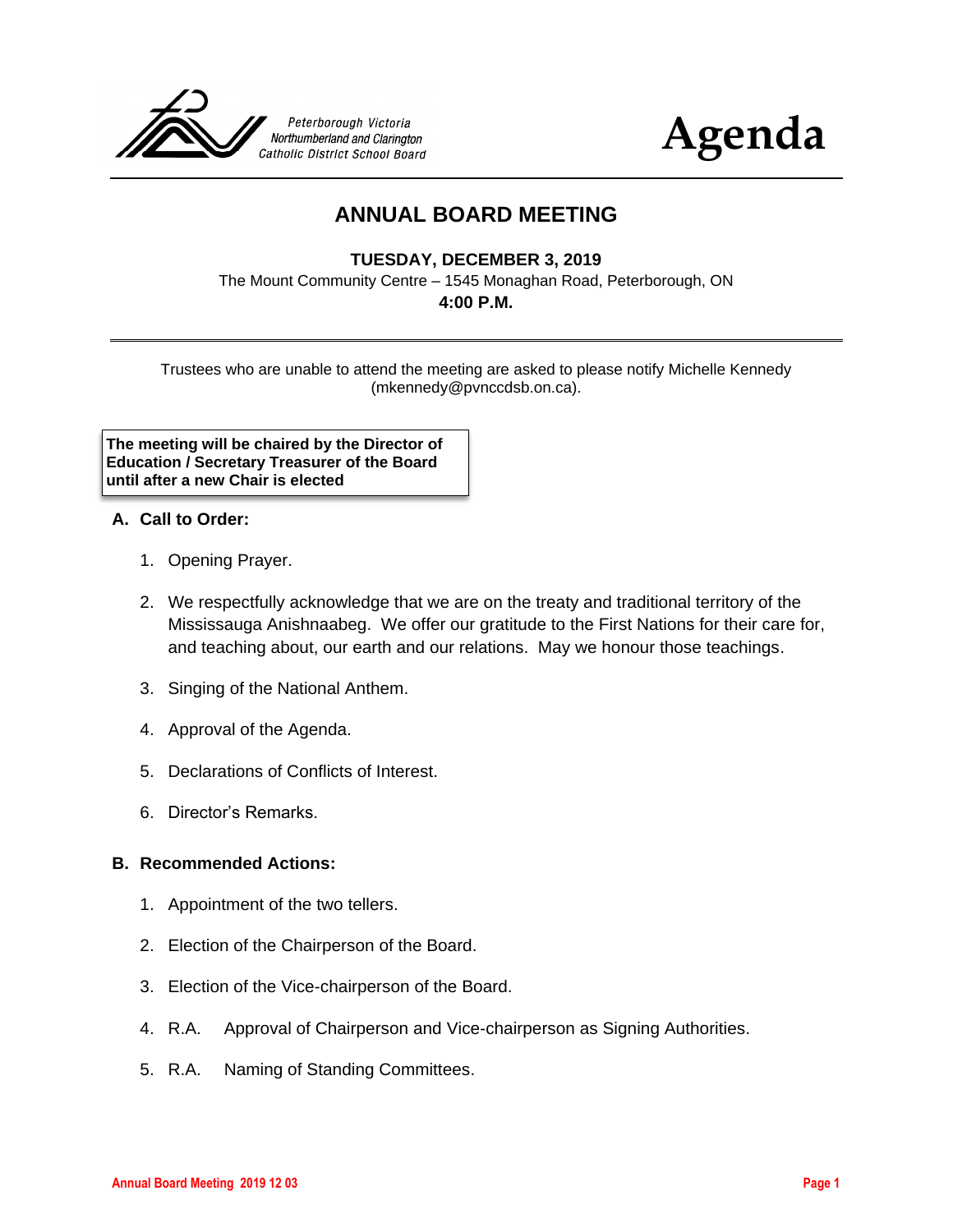Peterborough Victoria
Northumberland and Clarington
Catholic District School Board

# Agenda

## ANNUAL BOARD MEETING

**TUESDAY, DECEMBER 3, 2019**

The Mount Community Centre – 1545 Monaghan Road, Peterborough, ON

**4:00 P.M.**

Trustees who are unable to attend the meeting are asked to please notify Michelle Kennedy (mkennedy@pvnccdsb.on.ca).

**The meeting will be chaired by the Director of Education / Secretary Treasurer of the Board until after a new Chair is elected**

### A. Call to Order:

1. Opening Prayer.
2. We respectfully acknowledge that we are on the treaty and traditional territory of the Mississauga Anishnaabeg. We offer our gratitude to the First Nations for their care for, and teaching about, our earth and our relations. May we honour those teachings.
3. Singing of the National Anthem.
4. Approval of the Agenda.
5. Declarations of Conflicts of Interest.
6. Director's Remarks.

### B. Recommended Actions:

1. Appointment of the two tellers.
2. Election of the Chairperson of the Board.
3. Election of the Vice-chairperson of the Board.
4. R.A. Approval of Chairperson and Vice-chairperson as Signing Authorities.
5. R.A. Naming of Standing Committees.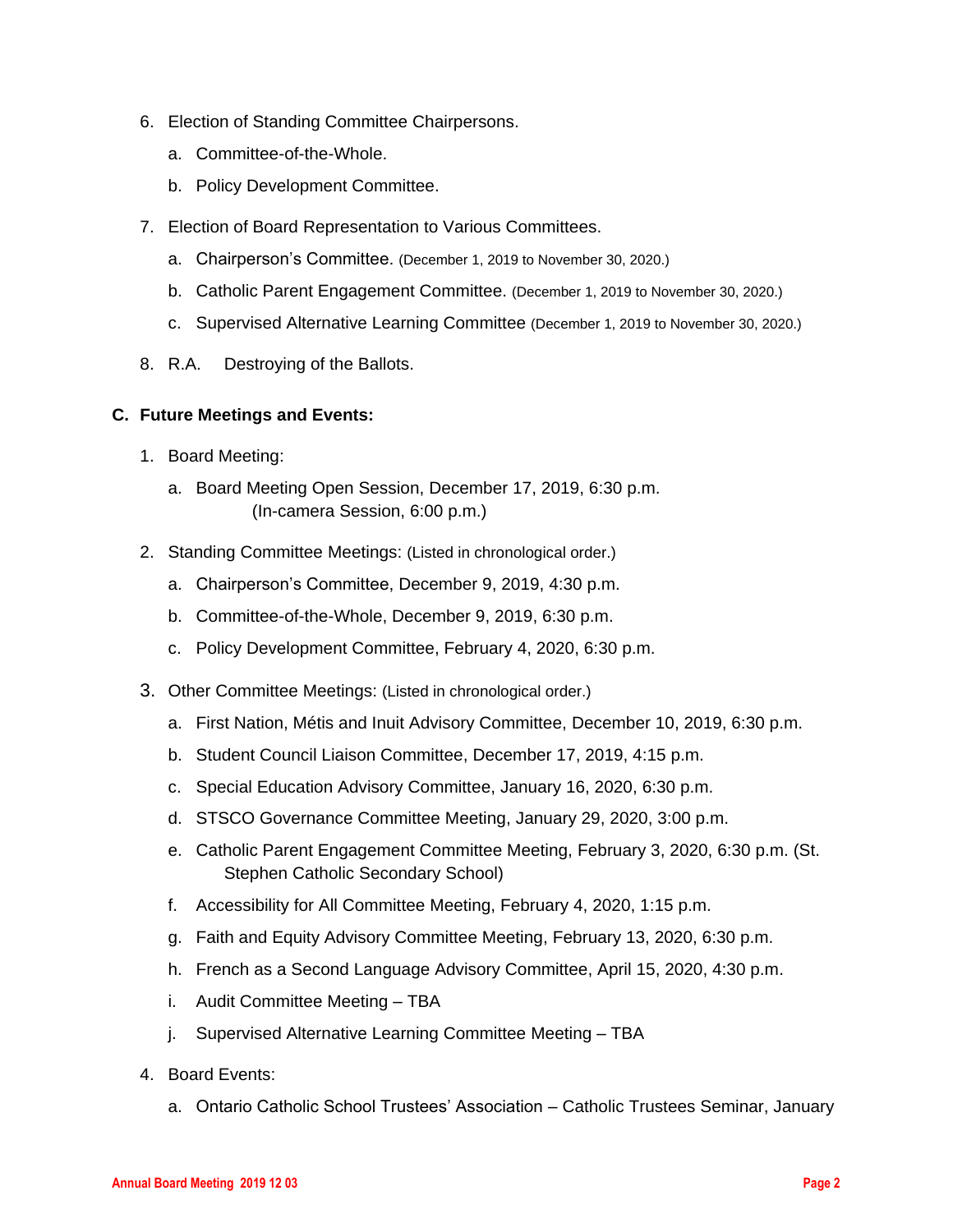6. Election of Standing Committee Chairpersons.
    a. Committee-of-the-Whole.
    b. Policy Development Committee.

7. Election of Board Representation to Various Committees.
    a. Chairperson's Committee. (December 1, 2019 to November 30, 2020.)
    b. Catholic Parent Engagement Committee. (December 1, 2019 to November 30, 2020.)
    c. Supervised Alternative Learning Committee (December 1, 2019 to November 30, 2020.)

8. R.A. Destroying of the Ballots.

## C. Future Meetings and Events:

1. Board Meeting:
    a. Board Meeting Open Session, December 17, 2019, 6:30 p.m.
       (In-camera Session, 6:00 p.m.)

2. Standing Committee Meetings: (Listed in chronological order.)
    a. Chairperson's Committee, December 9, 2019, 4:30 p.m.
    b. Committee-of-the-Whole, December 9, 2019, 6:30 p.m.
    c. Policy Development Committee, February 4, 2020, 6:30 p.m.

3. Other Committee Meetings: (Listed in chronological order.)
    a. First Nation, Métis and Inuit Advisory Committee, December 10, 2019, 6:30 p.m.
    b. Student Council Liaison Committee, December 17, 2019, 4:15 p.m.
    c. Special Education Advisory Committee, January 16, 2020, 6:30 p.m.
    d. STSCO Governance Committee Meeting, January 29, 2020, 3:00 p.m.
    e. Catholic Parent Engagement Committee Meeting, February 3, 2020, 6:30 p.m. (St. Stephen Catholic Secondary School)
    f. Accessibility for All Committee Meeting, February 4, 2020, 1:15 p.m.
    g. Faith and Equity Advisory Committee Meeting, February 13, 2020, 6:30 p.m.
    h. French as a Second Language Advisory Committee, April 15, 2020, 4:30 p.m.
    i. Audit Committee Meeting – TBA
    j. Supervised Alternative Learning Committee Meeting – TBA

4. Board Events:
    a. Ontario Catholic School Trustees' Association – Catholic Trustees Seminar, January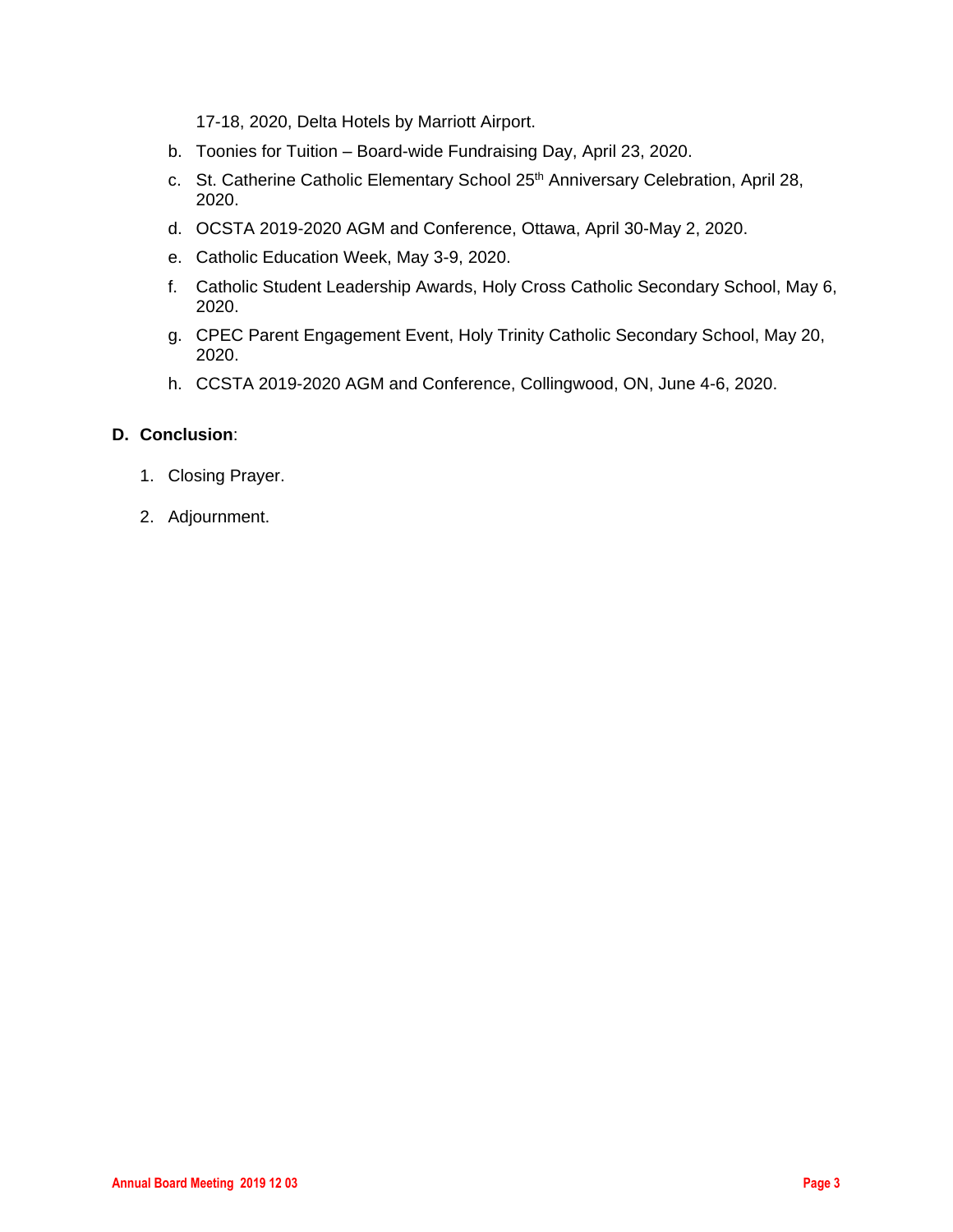17-18, 2020, Delta Hotels by Marriott Airport.

b. Toonies for Tuition – Board-wide Fundraising Day, April 23, 2020.

c. St. Catherine Catholic Elementary School 25th Anniversary Celebration, April 28, 2020.

d. OCSTA 2019-2020 AGM and Conference, Ottawa, April 30-May 2, 2020.

e. Catholic Education Week, May 3-9, 2020.

f. Catholic Student Leadership Awards, Holy Cross Catholic Secondary School, May 6, 2020.

g. CPEC Parent Engagement Event, Holy Trinity Catholic Secondary School, May 20, 2020.

h. CCSTA 2019-2020 AGM and Conference, Collingwood, ON, June 4-6, 2020.

**D. Conclusion**:

1. Closing Prayer.

2. Adjournment.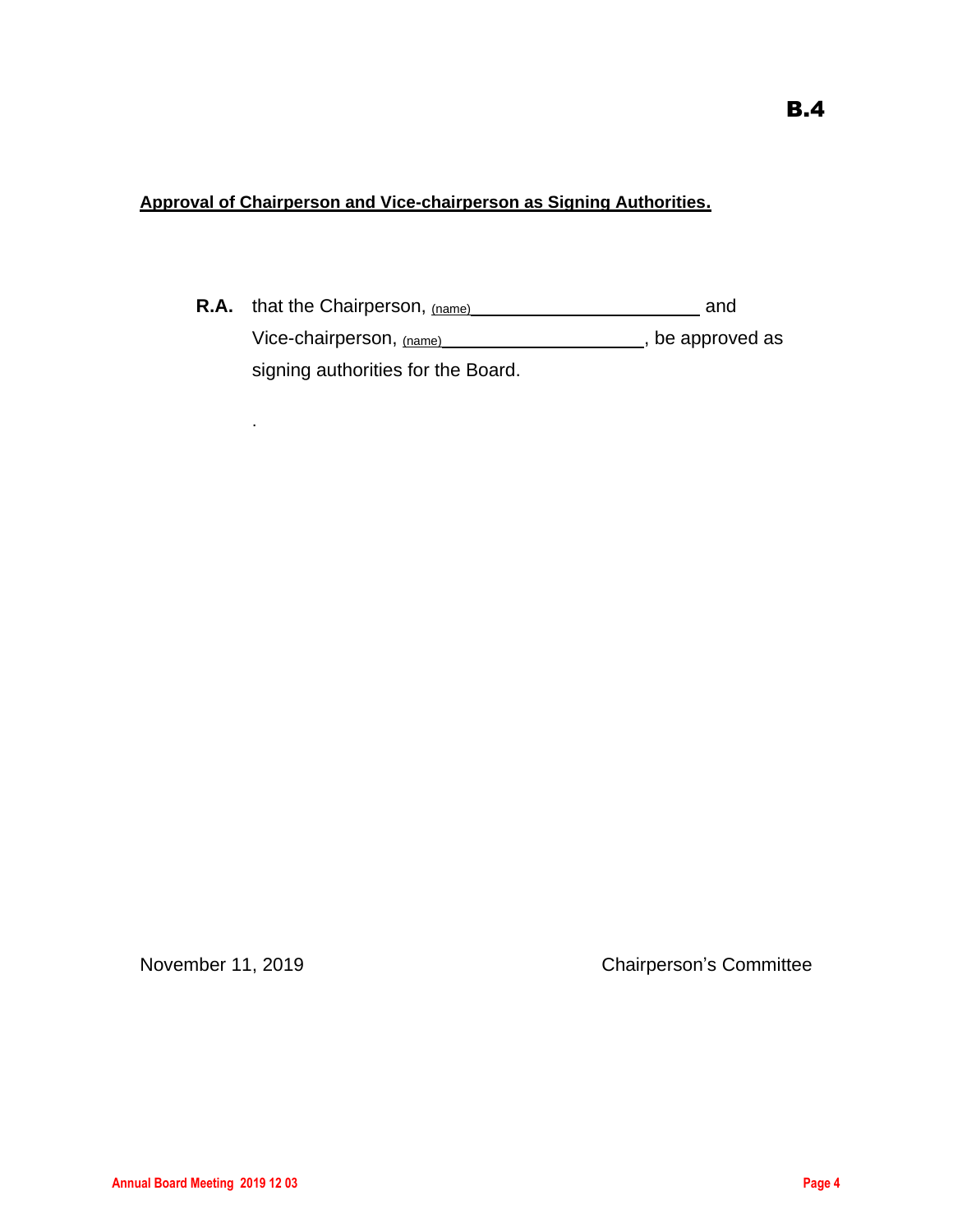**B.4**

**Approval of Chairperson and Vice-chairperson as Signing Authorities.**

**R.A.** that the Chairperson, (name)\_\_\_\_\_\_\_\_\_\_\_\_\_\_\_\_\_\_\_\_\_\_\_\_ and Vice-chairperson, (name)\_\_\_\_\_\_\_\_\_\_\_\_\_\_\_\_\_\_\_\_\_\_\_, be approved as signing authorities for the Board.

.

November 11, 2019 Chairperson's Committee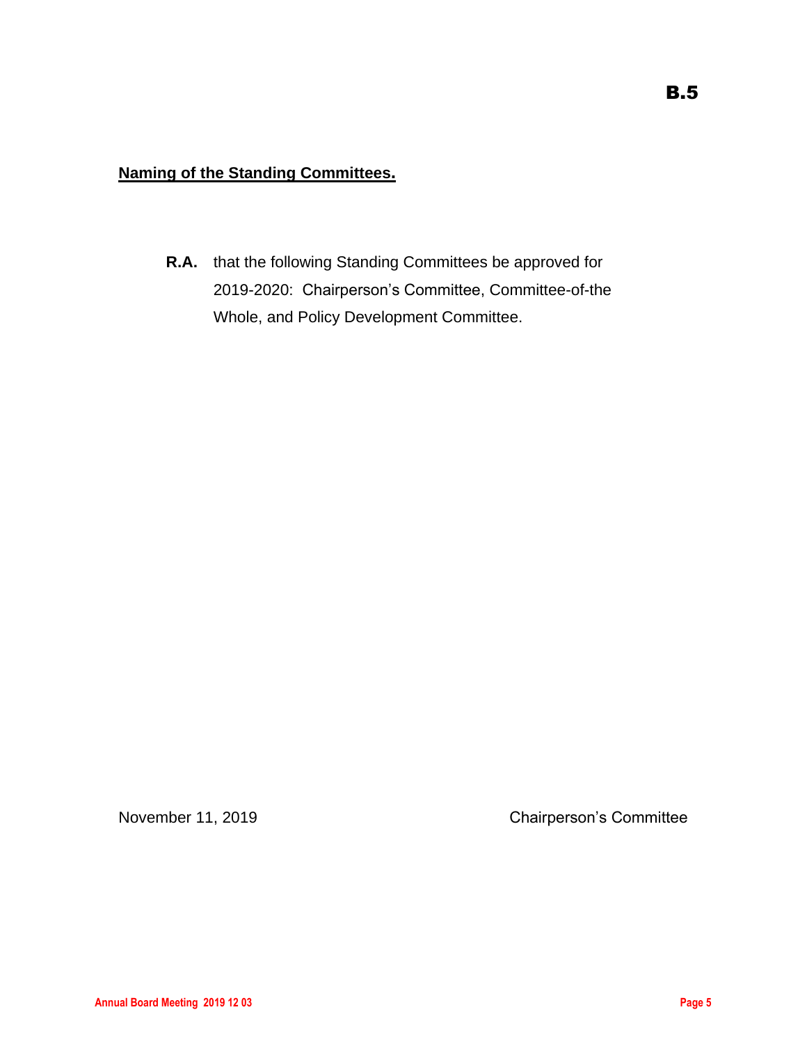**B.5**

## Naming of the Standing Committees.

**R.A.** that the following Standing Committees be approved for 2019-2020: Chairperson's Committee, Committee-of-the Whole, and Policy Development Committee.

November 11, 2019 Chairperson's Committee